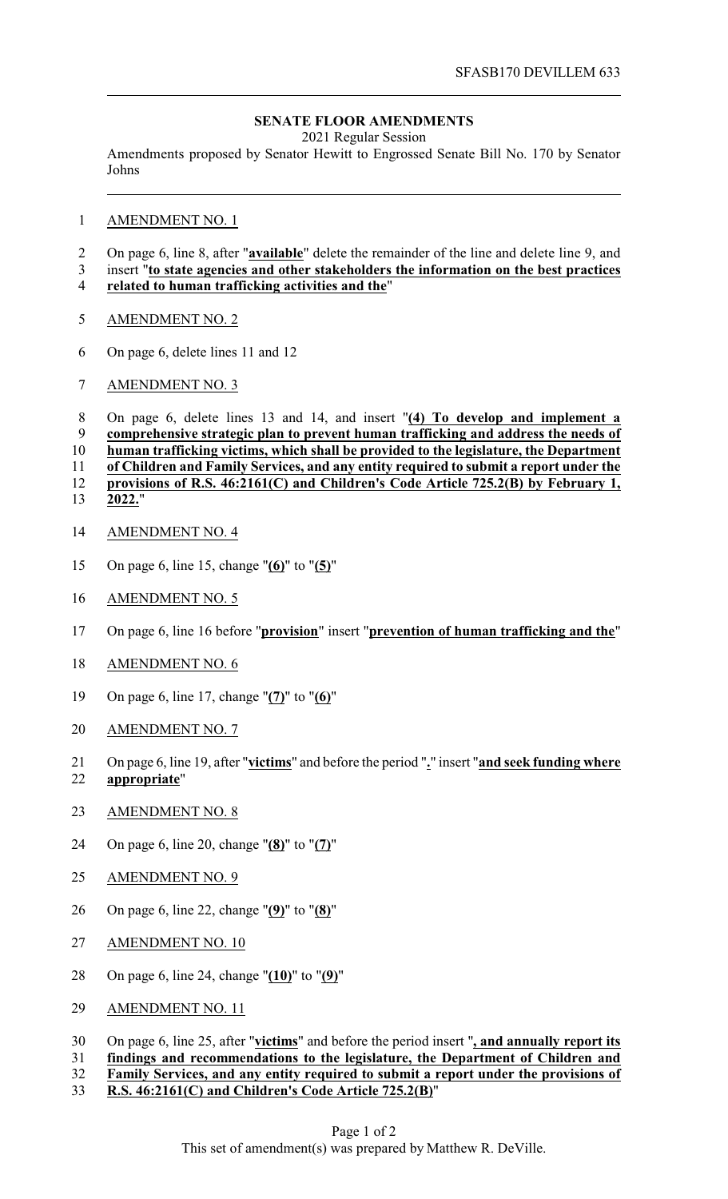SFASB170 DEVILLEM 633

## SENATE FLOOR AMENDMENTS

2021 Regular Session

Amendments proposed by Senator Hewitt to Engrossed Senate Bill No. 170 by Senator Johns

AMENDMENT NO. 1

On page 6, line 8, after "**available**" delete the remainder of the line and delete line 9, and insert "**to state agencies and other stakeholders the information on the best practices related to human trafficking activities and the**"

AMENDMENT NO. 2

On page 6, delete lines 11 and 12

AMENDMENT NO. 3

On page 6, delete lines 13 and 14, and insert "**(4) To develop and implement a comprehensive strategic plan to prevent human trafficking and address the needs of human trafficking victims, which shall be provided to the legislature, the Department of Children and Family Services, and any entity required to submit a report under the provisions of R.S. 46:2161(C) and Children's Code Article 725.2(B) by February 1, 2022.**"

AMENDMENT NO. 4

On page 6, line 15, change "**(6)**" to "**(5)**"

AMENDMENT NO. 5

On page 6, line 16 before "**provision**" insert "**prevention of human trafficking and the**"

AMENDMENT NO. 6

On page 6, line 17, change "**(7)**" to "**(6)**"

AMENDMENT NO. 7

On page 6, line 19, after "**victims**" and before the period "**.**" insert "**and seek funding where appropriate**"

AMENDMENT NO. 8

On page 6, line 20, change "**(8)**" to "**(7)**"

AMENDMENT NO. 9

On page 6, line 22, change "**(9)**" to "**(8)**"

AMENDMENT NO. 10

On page 6, line 24, change "**(10)**" to "**(9)**"

AMENDMENT NO. 11

On page 6, line 25, after "**victims**" and before the period insert "**, and annually report its findings and recommendations to the legislature, the Department of Children and Family Services, and any entity required to submit a report under the provisions of R.S. 46:2161(C) and Children's Code Article 725.2(B)**"

This set of amendment(s) was prepared by Matthew R. DeVille.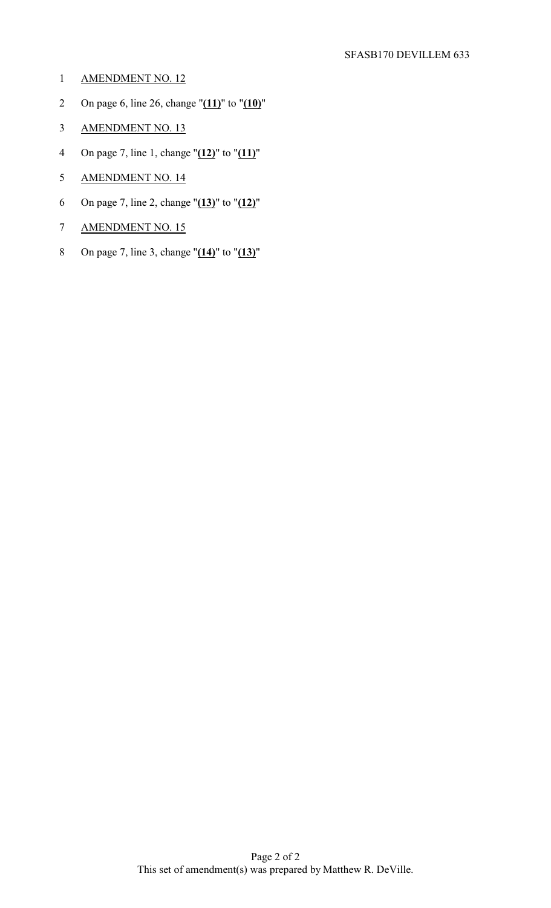AMENDMENT NO. 12

On page 6, line 26, change "**(11)**" to "**(10)**"

AMENDMENT NO. 13

On page 7, line 1, change "**(12)**" to "**(11)**"

AMENDMENT NO. 14

On page 7, line 2, change "**(13)**" to "**(12)**"

AMENDMENT NO. 15

On page 7, line 3, change "**(14)**" to "**(13)**"

This set of amendment(s) was prepared by Matthew R. DeVille.